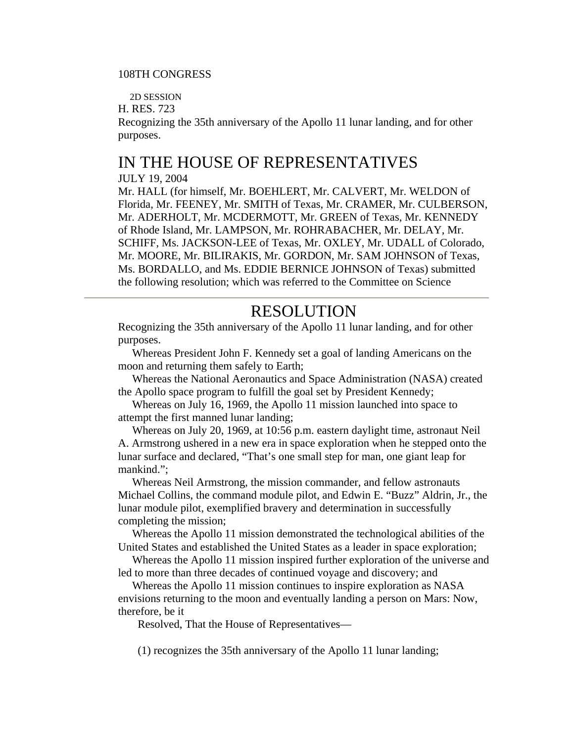108TH CONGRESS

2D SESSION

H. RES. 723

Recognizing the 35th anniversary of the Apollo 11 lunar landing, and for other purposes.

# IN THE HOUSE OF REPRESENTATIVES

JULY 19, 2004

Mr. HALL (for himself, Mr. BOEHLERT, Mr. CALVERT, Mr. WELDON of Florida, Mr. FEENEY, Mr. SMITH of Texas, Mr. CRAMER, Mr. CULBERSON, Mr. ADERHOLT, Mr. MCDERMOTT, Mr. GREEN of Texas, Mr. KENNEDY of Rhode Island, Mr. LAMPSON, Mr. ROHRABACHER, Mr. DELAY, Mr. SCHIFF, Ms. JACKSON-LEE of Texas, Mr. OXLEY, Mr. UDALL of Colorado, Mr. MOORE, Mr. BILIRAKIS, Mr. GORDON, Mr. SAM JOHNSON of Texas, Ms. BORDALLO, and Ms. EDDIE BERNICE JOHNSON of Texas) submitted the following resolution; which was referred to the Committee on Science

---

# RESOLUTION

Recognizing the 35th anniversary of the Apollo 11 lunar landing, and for other purposes.

Whereas President John F. Kennedy set a goal of landing Americans on the moon and returning them safely to Earth;

Whereas the National Aeronautics and Space Administration (NASA) created the Apollo space program to fulfill the goal set by President Kennedy;

Whereas on July 16, 1969, the Apollo 11 mission launched into space to attempt the first manned lunar landing;

Whereas on July 20, 1969, at 10:56 p.m. eastern daylight time, astronaut Neil A. Armstrong ushered in a new era in space exploration when he stepped onto the lunar surface and declared, “That’s one small step for man, one giant leap for mankind.”;

Whereas Neil Armstrong, the mission commander, and fellow astronauts Michael Collins, the command module pilot, and Edwin E. “Buzz” Aldrin, Jr., the lunar module pilot, exemplified bravery and determination in successfully completing the mission;

Whereas the Apollo 11 mission demonstrated the technological abilities of the United States and established the United States as a leader in space exploration;

Whereas the Apollo 11 mission inspired further exploration of the universe and led to more than three decades of continued voyage and discovery; and

Whereas the Apollo 11 mission continues to inspire exploration as NASA envisions returning to the moon and eventually landing a person on Mars: Now, therefore, be it

Resolved, That the House of Representatives—

(1) recognizes the 35th anniversary of the Apollo 11 lunar landing;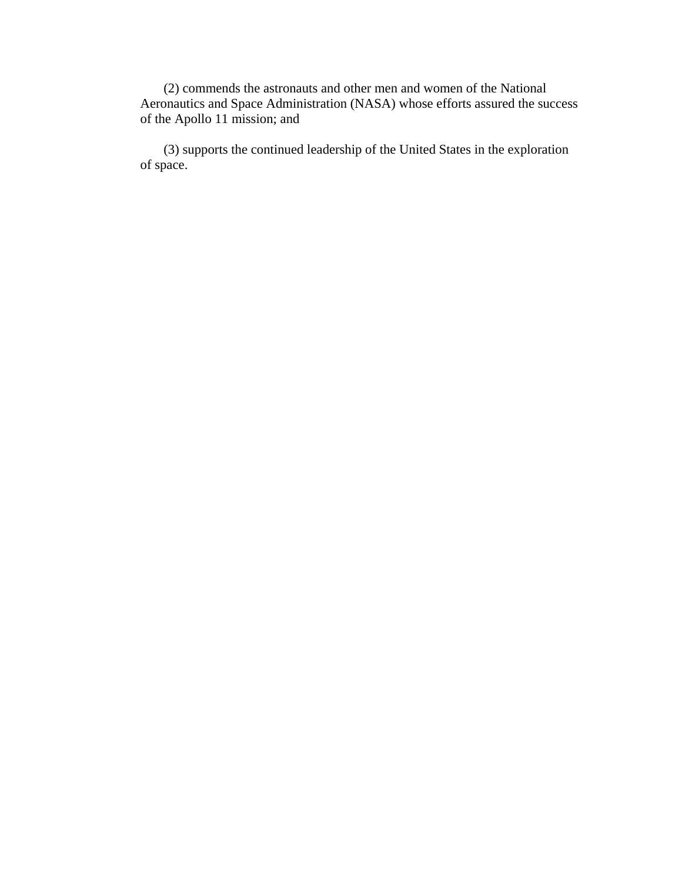(2) commends the astronauts and other men and women of the National Aeronautics and Space Administration (NASA) whose efforts assured the success of the Apollo 11 mission; and

(3) supports the continued leadership of the United States in the exploration of space.